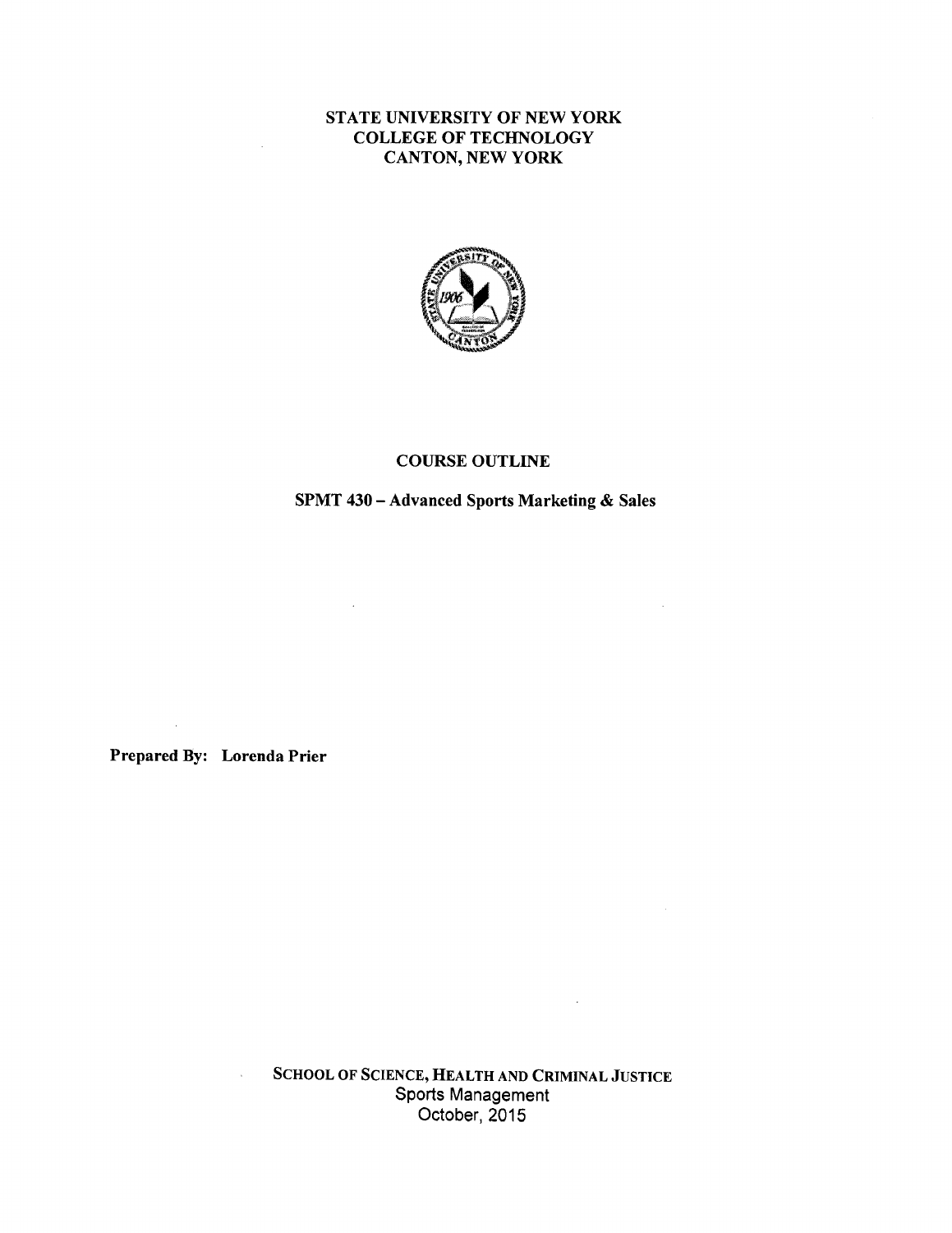# STATE UNIVERSITY OF NEW YORK
# COLLEGE OF TECHNOLOGY
# CANTON, NEW YORK

## COURSE OUTLINE

## SPMT 430 – Advanced Sports Marketing & Sales

**Prepared By: Lorenda Prier**

SCHOOL OF SCIENCE, HEALTH AND CRIMINAL JUSTICE
Sports Management
October, 2015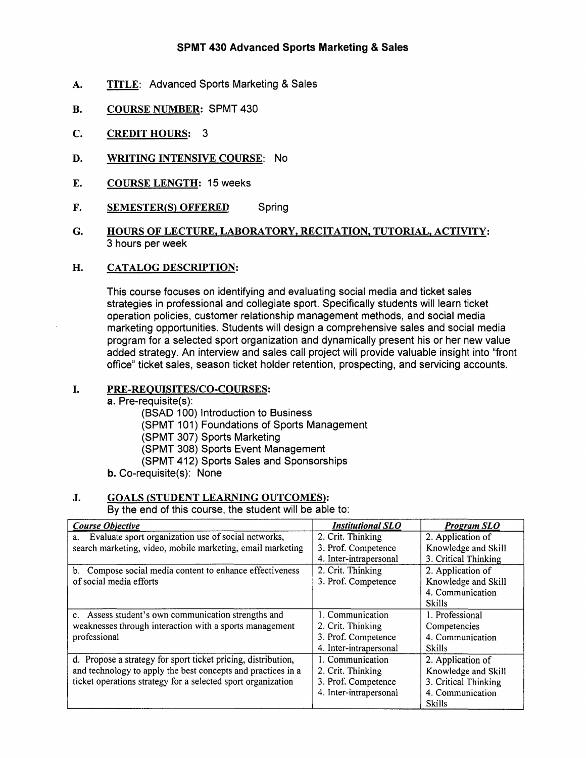# SPMT 430 Advanced Sports Marketing & Sales

**A.** **TITLE**: Advanced Sports Marketing & Sales

**B.** **COURSE NUMBER:** SPMT 430

**C.** **CREDIT HOURS:** 3

**D.** **WRITING INTENSIVE COURSE**: No

**E.** **COURSE LENGTH:** 15 weeks

**F.** **SEMESTER(S) OFFERED** Spring

**G.** **HOURS OF LECTURE, LABORATORY, RECITATION, TUTORIAL, ACTIVITY:**
3 hours per week

**H.** **CATALOG DESCRIPTION:**

This course focuses on identifying and evaluating social media and ticket sales strategies in professional and collegiate sport. Specifically students will learn ticket operation policies, customer relationship management methods, and social media marketing opportunities. Students will design a comprehensive sales and social media program for a selected sport organization and dynamically present his or her new value added strategy. An interview and sales call project will provide valuable insight into "front office" ticket sales, season ticket holder retention, prospecting, and servicing accounts.

**I.** **PRE-REQUISITES/CO-COURSES:**

**a.** Pre-requisite(s):

(BSAD 100) Introduction to Business
(SPMT 101) Foundations of Sports Management
(SPMT 307) Sports Marketing
(SPMT 308) Sports Event Management
(SPMT 412) Sports Sales and Sponsorships

**b.** Co-requisite(s): None

**J.** **GOALS (STUDENT LEARNING OUTCOMES):**
By the end of this course, the student will be able to:

| *Course Objective* | *Institutional SLO* | *Program SLO* |
|---|---|---|
| a. Evaluate sport organization use of social networks, search marketing, video, mobile marketing, email marketing | 2. Crit. Thinking<br>3. Prof. Competence<br>4. Inter-intrapersonal | 2. Application of Knowledge and Skill<br>3. Critical Thinking |
| b. Compose social media content to enhance effectiveness of social media efforts | 2. Crit. Thinking<br>3. Prof. Competence | 2. Application of Knowledge and Skill<br>4. Communication Skills |
| c. Assess student's own communication strengths and weaknesses through interaction with a sports management professional | 1. Communication<br>2. Crit. Thinking<br>3. Prof. Competence<br>4. Inter-intrapersonal | 1. Professional Competencies<br>4. Communication Skills |
| d. Propose a strategy for sport ticket pricing, distribution, and technology to apply the best concepts and practices in a ticket operations strategy for a selected sport organization | 1. Communication<br>2. Crit. Thinking<br>3. Prof. Competence<br>4. Inter-intrapersonal | 2. Application of Knowledge and Skill<br>3. Critical Thinking<br>4. Communication Skills |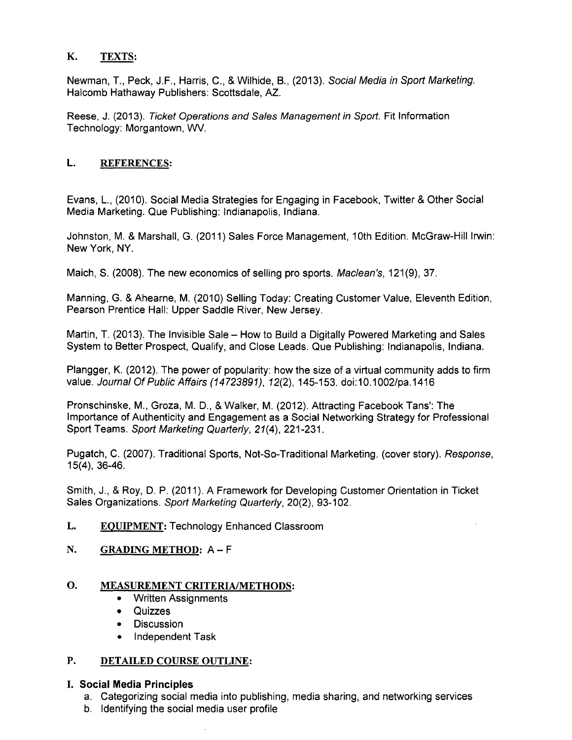## K. TEXTS:

Newman, T., Peck, J.F., Harris, C., & Wilhide, B., (2013). *Social Media in Sport Marketing.* Halcomb Hathaway Publishers: Scottsdale, AZ.

Reese, J. (2013). *Ticket Operations and Sales Management in Sport.* Fit Information Technology: Morgantown, WV.

## L. REFERENCES:

Evans, L., (2010). Social Media Strategies for Engaging in Facebook, Twitter & Other Social Media Marketing. Que Publishing: Indianapolis, Indiana.

Johnston, M. & Marshall, G. (2011) Sales Force Management, 10th Edition. McGraw-Hill Irwin: New York, NY.

Maich, S. (2008). The new economics of selling pro sports. *Maclean's*, 121(9), 37.

Manning, G. & Ahearne, M. (2010) Selling Today: Creating Customer Value, Eleventh Edition, Pearson Prentice Hall: Upper Saddle River, New Jersey.

Martin, T. (2013). The Invisible Sale – How to Build a Digitally Powered Marketing and Sales System to Better Prospect, Qualify, and Close Leads. Que Publishing: Indianapolis, Indiana.

Plangger, K. (2012). The power of popularity: how the size of a virtual community adds to firm value. *Journal Of Public Affairs (14723891)*, *12*(2), 145-153. doi:10.1002/pa.1416

Pronschinske, M., Groza, M. D., & Walker, M. (2012). Attracting Facebook Tans': The Importance of Authenticity and Engagement as a Social Networking Strategy for Professional Sport Teams. *Sport Marketing Quarterly*, *21*(4), 221-231.

Pugatch, C. (2007). Traditional Sports, Not-So-Traditional Marketing. (cover story). *Response*, 15(4), 36-46.

Smith, J., & Roy, D. P. (2011). A Framework for Developing Customer Orientation in Ticket Sales Organizations. *Sport Marketing Quarterly*, 20(2), 93-102.

## L. EQUIPMENT: Technology Enhanced Classroom

## N. GRADING METHOD: A – F

## O. MEASUREMENT CRITERIA/METHODS:

- Written Assignments
- Quizzes
- Discussion
- Independent Task

## P. DETAILED COURSE OUTLINE:

### I. Social Media Principles

a. Categorizing social media into publishing, media sharing, and networking services
b. Identifying the social media user profile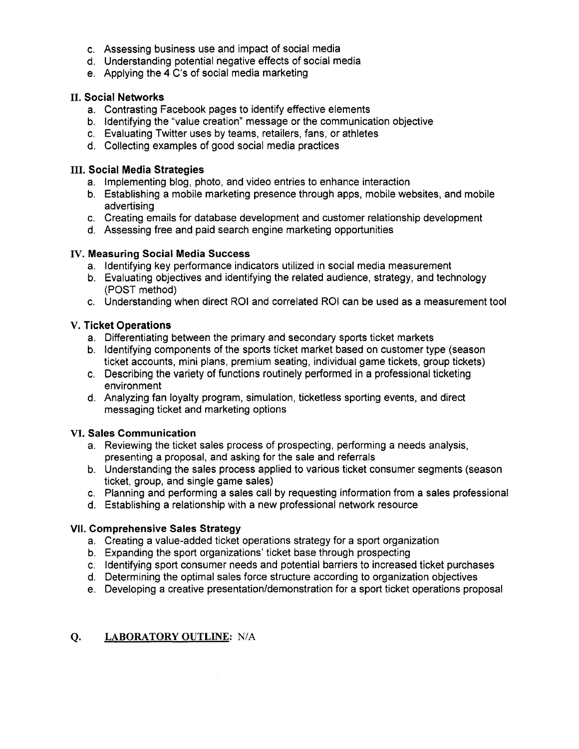c. Assessing business use and impact of social media
d. Understanding potential negative effects of social media
e. Applying the 4 C's of social media marketing

**II. Social Networks**

a. Contrasting Facebook pages to identify effective elements
b. Identifying the "value creation" message or the communication objective
c. Evaluating Twitter uses by teams, retailers, fans, or athletes
d. Collecting examples of good social media practices

**III. Social Media Strategies**

a. Implementing blog, photo, and video entries to enhance interaction
b. Establishing a mobile marketing presence through apps, mobile websites, and mobile advertising
c. Creating emails for database development and customer relationship development
d. Assessing free and paid search engine marketing opportunities

**IV. Measuring Social Media Success**

a. Identifying key performance indicators utilized in social media measurement
b. Evaluating objectives and identifying the related audience, strategy, and technology (POST method)
c. Understanding when direct ROI and correlated ROI can be used as a measurement tool

**V. Ticket Operations**

a. Differentiating between the primary and secondary sports ticket markets
b. Identifying components of the sports ticket market based on customer type (season ticket accounts, mini plans, premium seating, individual game tickets, group tickets)
c. Describing the variety of functions routinely performed in a professional ticketing environment
d. Analyzing fan loyalty program, simulation, ticketless sporting events, and direct messaging ticket and marketing options

**VI. Sales Communication**

a. Reviewing the ticket sales process of prospecting, performing a needs analysis, presenting a proposal, and asking for the sale and referrals
b. Understanding the sales process applied to various ticket consumer segments (season ticket, group, and single game sales)
c. Planning and performing a sales call by requesting information from a sales professional
d. Establishing a relationship with a new professional network resource

**VII. Comprehensive Sales Strategy**

a. Creating a value-added ticket operations strategy for a sport organization
b. Expanding the sport organizations' ticket base through prospecting
c. Identifying sport consumer needs and potential barriers to increased ticket purchases
d. Determining the optimal sales force structure according to organization objectives
e. Developing a creative presentation/demonstration for a sport ticket operations proposal

**Q. LABORATORY OUTLINE:** N/A